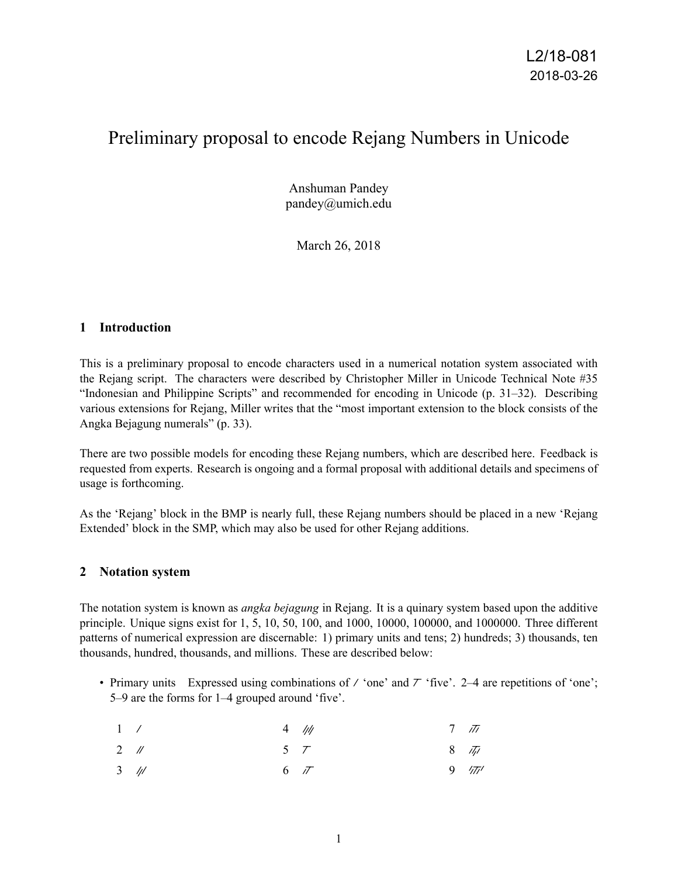L2/18-081
2018-03-26

# Preliminary proposal to encode Rejang Numbers in Unicode

Anshuman Pandey
pandey@umich.edu

March 26, 2018

## 1 Introduction

This is a preliminary proposal to encode characters used in a numerical notation system associated with the Rejang script. The characters were described by Christopher Miller in Unicode Technical Note #35 "Indonesian and Philippine Scripts" and recommended for encoding in Unicode (p. 31–32). Describing various extensions for Rejang, Miller writes that the "most important extension to the block consists of the Angka Bejagung numerals" (p. 33).

There are two possible models for encoding these Rejang numbers, which are described here. Feedback is requested from experts. Research is ongoing and a formal proposal with additional details and specimens of usage is forthcoming.

As the 'Rejang' block in the BMP is nearly full, these Rejang numbers should be placed in a new 'Rejang Extended' block in the SMP, which may also be used for other Rejang additions.

## 2 Notation system

The notation system is known as *angka bejagung* in Rejang. It is a quinary system based upon the additive principle. Unique signs exist for 1, 5, 10, 50, 100, and 1000, 10000, 100000, and 1000000. Three different patterns of numerical expression are discernable: 1) primary units and tens; 2) hundreds; 3) thousands, ten thousands, hundred, thousands, and millions. These are described below:

- Primary units Expressed using combinations of / 'one' and ⊤ 'five'. 2–4 are repetitions of 'one'; 5–9 are the forms for 1–4 grouped around 'five'.

| | | | | | |
|---|---|---|---|---|---|
| 1 | / | 4 | //// | 7 | /⊤/ |
| 2 | // | 5 | ⊤ | 8 | /⊤// |
| 3 | /// | 6 | /⊤ | 9 | //⊤// |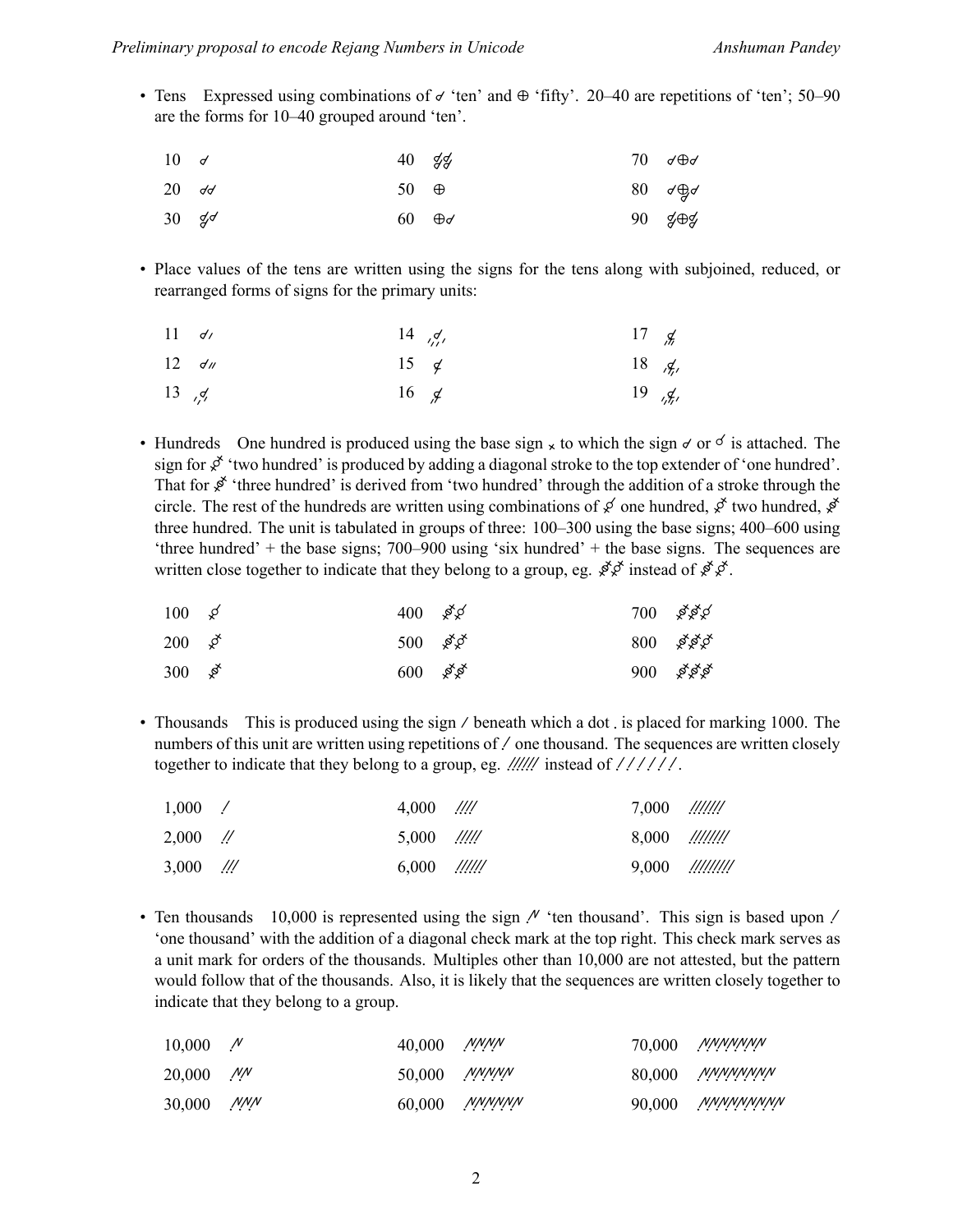- Tens Expressed using combinations of ⌀ 'ten' and ⊕ 'fifty'. 20–40 are repetitions of 'ten'; 50–90 are the forms for 10–40 grouped around 'ten'.

| | | | | | |
|---|---|---|---|---|---|
| 10 | | 40 | | 70 | |
| 20 | | 50 | ⊕ | 80 | |
| 30 | | 60 | | 90 | |

- Place values of the tens are written using the signs for the tens along with subjoined, reduced, or rearranged forms of signs for the primary units:

| | | | | | |
|---|---|---|---|---|---|
| 11 | | 14 | | 17 | |
| 12 | | 15 | | 18 | |
| 13 | | 16 | | 19 | |

- Hundreds One hundred is produced using the base sign × to which the sign or is attached. The sign for 'two hundred' is produced by adding a diagonal stroke to the top extender of 'one hundred'. That for 'three hundred' is derived from 'two hundred' through the addition of a stroke through the circle. The rest of the hundreds are written using combinations of one hundred, two hundred, three hundred. The unit is tabulated in groups of three: 100–300 using the base signs; 400–600 using 'three hundred' + the base signs; 700–900 using 'six hundred' + the base signs. The sequences are written close together to indicate that they belong to a group, eg. instead of .

| | | | | | |
|---|---|---|---|---|---|
| 100 | | 400 | | 700 | |
| 200 | | 500 | | 800 | |
| 300 | | 600 | | 900 | |

- Thousands This is produced using the sign / beneath which a dot . is placed for marking 1000. The numbers of this unit are written using repetitions of / one thousand. The sequences are written closely together to indicate that they belong to a group, eg. ////// instead of / / / / / /.

| | | | | | |
|---|---|---|---|---|---|
| 1,000 | / | 4,000 | //// | 7,000 | /////// |
| 2,000 | // | 5,000 | ///// | 8,000 | //////// |
| 3,000 | /// | 6,000 | ////// | 9,000 | ///////// |

- Ten thousands 10,000 is represented using the sign 'ten thousand'. This sign is based upon / 'one thousand' with the addition of a diagonal check mark at the top right. This check mark serves as a unit mark for orders of the thousands. Multiples other than 10,000 are not attested, but the pattern would follow that of the thousands. Also, it is likely that the sequences are written closely together to indicate that they belong to a group.

| | | | | | |
|---|---|---|---|---|---|
| 10,000 | | 40,000 | | 70,000 | |
| 20,000 | | 50,000 | | 80,000 | |
| 30,000 | | 60,000 | | 90,000 | |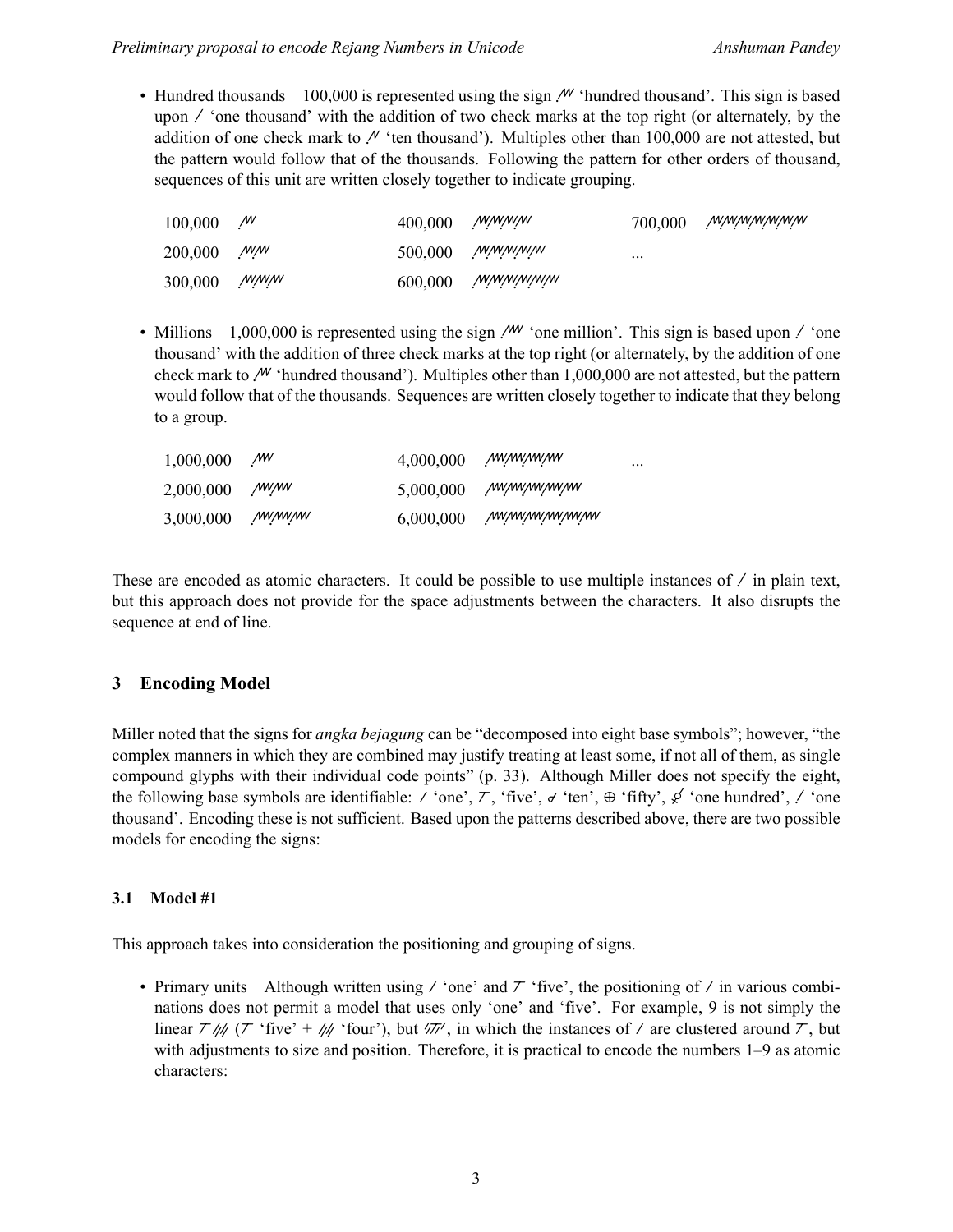- Hundred thousands   100,000 is represented using the sign ⁄ᴹ ‘hundred thousand’. This sign is based upon ⁄ ‘one thousand’ with the addition of two check marks at the top right (or alternately, by the addition of one check mark to ⁄ᴺ ‘ten thousand’). Multiples other than 100,000 are not attested, but the pattern would follow that of the thousands. Following the pattern for other orders of thousand, sequences of this unit are written closely together to indicate grouping.

| | | | | | |
|---|---|---|---|---|---|
| 100,000 | /w | 400,000 | /w/w/w/w | 700,000 | /w/w/w/w/w/w/w |
| 200,000 | /w/w | 500,000 | /w/w/w/w/w | ... | |
| 300,000 | /w/w/w | 600,000 | /w/w/w/w/w/w | | |

- Millions   1,000,000 is represented using the sign /ww ‘one million’. This sign is based upon ⁄ ‘one thousand’ with the addition of three check marks at the top right (or alternately, by the addition of one check mark to /w ‘hundred thousand’). Multiples other than 1,000,000 are not attested, but the pattern would follow that of the thousands. Sequences are written closely together to indicate that they belong to a group.

| | | | | |
|---|---|---|---|---|
| 1,000,000 | /ww | 4,000,000 | /ww/ww/ww/ww | ... |
| 2,000,000 | /ww/ww | 5,000,000 | /ww/ww/ww/ww/ww | |
| 3,000,000 | /ww/ww/ww | 6,000,000 | /ww/ww/ww/ww/ww/ww | |

These are encoded as atomic characters. It could be possible to use multiple instances of ⁄ in plain text, but this approach does not provide for the space adjustments between the characters. It also disrupts the sequence at end of line.

## 3 Encoding Model

Miller noted that the signs for *angka bejagung* can be “decomposed into eight base symbols”; however, “the complex manners in which they are combined may justify treating at least some, if not all of them, as single compound glyphs with their individual code points” (p. 33). Although Miller does not specify the eight, the following base symbols are identifiable: ⁄ ‘one’, T, ‘five’, ơ ‘ten’, ⊕ ‘fifty’, ǿ ‘one hundred’, ⁄ ‘one thousand’. Encoding these is not sufficient. Based upon the patterns described above, there are two possible models for encoding the signs:

### 3.1 Model #1

This approach takes into consideration the positioning and grouping of signs.

- Primary units   Although written using ⁄ ‘one’ and T ‘five’, the positioning of ⁄ in various combinations does not permit a model that uses only ‘one’ and ‘five’. For example, 9 is not simply the linear T //// (T ‘five’ + //// ‘four’), but ///T/, in which the instances of ⁄ are clustered around T, but with adjustments to size and position. Therefore, it is practical to encode the numbers 1–9 as atomic characters: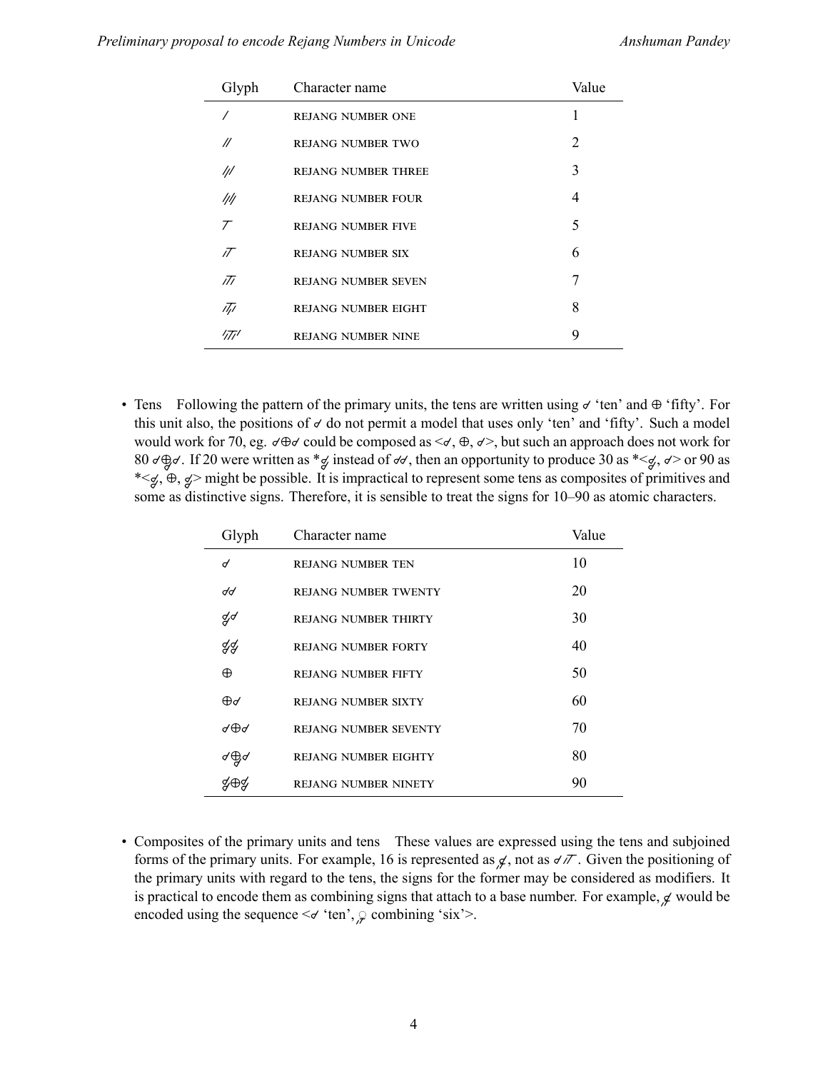| Glyph | Character name | Value |
|---|---|---|
| / | REJANG NUMBER ONE | 1 |
| // | REJANG NUMBER TWO | 2 |
| /// | REJANG NUMBER THREE | 3 |
| //// | REJANG NUMBER FOUR | 4 |
| 𝈲 | REJANG NUMBER FIVE | 5 |
| /𝈲 | REJANG NUMBER SIX | 6 |
| /𝈲/ | REJANG NUMBER SEVEN | 7 |
| /𝈲// | REJANG NUMBER EIGHT | 8 |
| //𝈲// | REJANG NUMBER NINE | 9 |

- Tens   Following the pattern of the primary units, the tens are written using ∂ 'ten' and ⊕ 'fifty'. For this unit also, the positions of ∂ do not permit a model that uses only 'ten' and 'fifty'. Such a model would work for 70, eg. ∂⊕∂ could be composed as <∂, ⊕, ∂>, but such an approach does not work for 80 ∂⊕∂. If 20 were written as *∂ instead of ∂∂, then an opportunity to produce 30 as *<∂, ∂> or 90 as *<∂, ⊕, ∂> might be possible. It is impractical to represent some tens as composites of primitives and some as distinctive signs. Therefore, it is sensible to treat the signs for 10–90 as atomic characters.

| Glyph | Character name | Value |
|---|---|---|
| ∂ | REJANG NUMBER TEN | 10 |
| ∂∂ | REJANG NUMBER TWENTY | 20 |
| ∂∂ | REJANG NUMBER THIRTY | 30 |
| ∂∂ | REJANG NUMBER FORTY | 40 |
| ⊕ | REJANG NUMBER FIFTY | 50 |
| ⊕∂ | REJANG NUMBER SIXTY | 60 |
| ∂⊕∂ | REJANG NUMBER SEVENTY | 70 |
| ∂⊕∂ | REJANG NUMBER EIGHTY | 80 |
| ∂⊕∂ | REJANG NUMBER NINETY | 90 |

- Composites of the primary units and tens   These values are expressed using the tens and subjoined forms of the primary units. For example, 16 is represented as ∂, not as ∂/𝈲. Given the positioning of the primary units with regard to the tens, the signs for the former may be considered as modifiers. It is practical to encode them as combining signs that attach to a base number. For example, ∂ would be encoded using the sequence <∂ 'ten', ◌ combining 'six'>.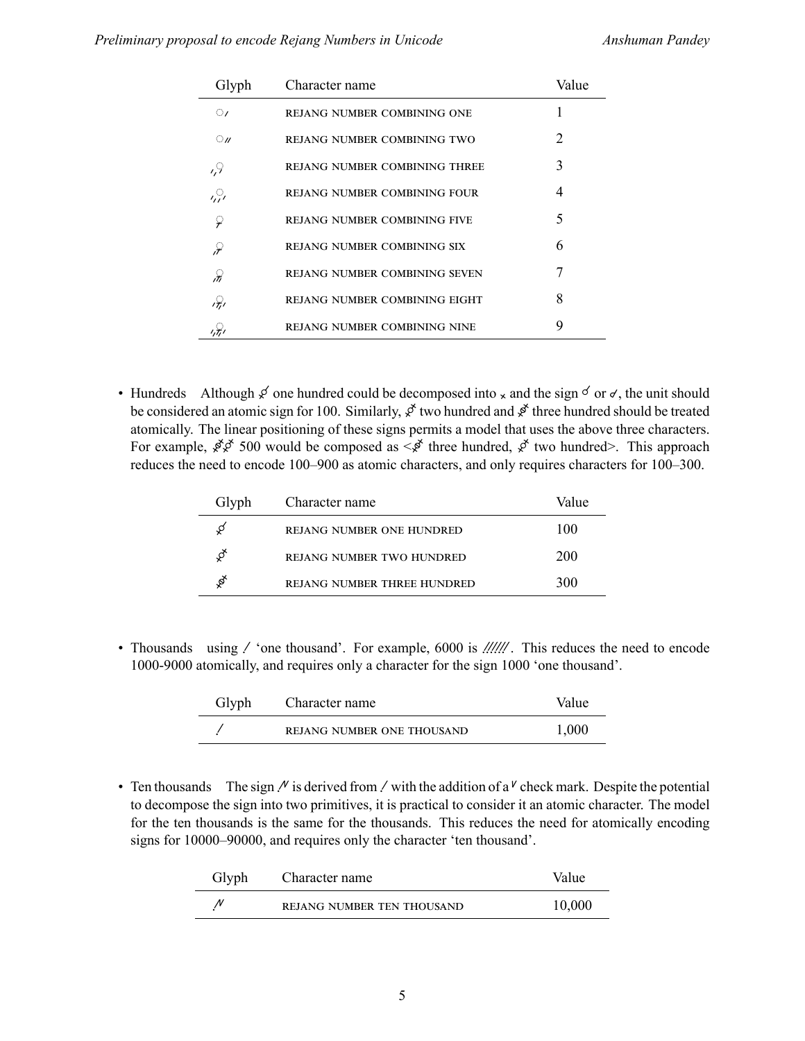| Glyph | Character name | Value |
|---|---|---|
| ◌/ | REJANG NUMBER COMBINING ONE | 1 |
| ◌// | REJANG NUMBER COMBINING TWO | 2 |
| ,,◌ | REJANG NUMBER COMBINING THREE | 3 |
| ,,◌, | REJANG NUMBER COMBINING FOUR | 4 |
| ◌ | REJANG NUMBER COMBINING FIVE | 5 |
| ,◌ | REJANG NUMBER COMBINING SIX | 6 |
| ,,◌ | REJANG NUMBER COMBINING SEVEN | 7 |
| ,◌, | REJANG NUMBER COMBINING EIGHT | 8 |
| ,,◌, | REJANG NUMBER COMBINING NINE | 9 |

- Hundreds  Although one hundred could be decomposed into × and the sign or , the unit should be considered an atomic sign for 100. Similarly, two hundred and three hundred should be treated atomically. The linear positioning of these signs permits a model that uses the above three characters. For example, 500 would be composed as < three hundred, two hundred>. This approach reduces the need to encode 100–900 as atomic characters, and only requires characters for 100–300.

| Glyph | Character name | Value |
|---|---|---|
| | REJANG NUMBER ONE HUNDRED | 100 |
| | REJANG NUMBER TWO HUNDRED | 200 |
| | REJANG NUMBER THREE HUNDRED | 300 |

- Thousands  using / 'one thousand'. For example, 6000 is //////. This reduces the need to encode 1000-9000 atomically, and requires only a character for the sign 1000 'one thousand'.

| Glyph | Character name | Value |
|---|---|---|
| / | REJANG NUMBER ONE THOUSAND | 1,000 |

- Ten thousands  The sign /ᵛ is derived from / with the addition of a ᵛ check mark. Despite the potential to decompose the sign into two primitives, it is practical to consider it an atomic character. The model for the ten thousands is the same for the thousands. This reduces the need for atomically encoding signs for 10000–90000, and requires only the character 'ten thousand'.

| Glyph | Character name | Value |
|---|---|---|
| /ᵛ | REJANG NUMBER TEN THOUSAND | 10,000 |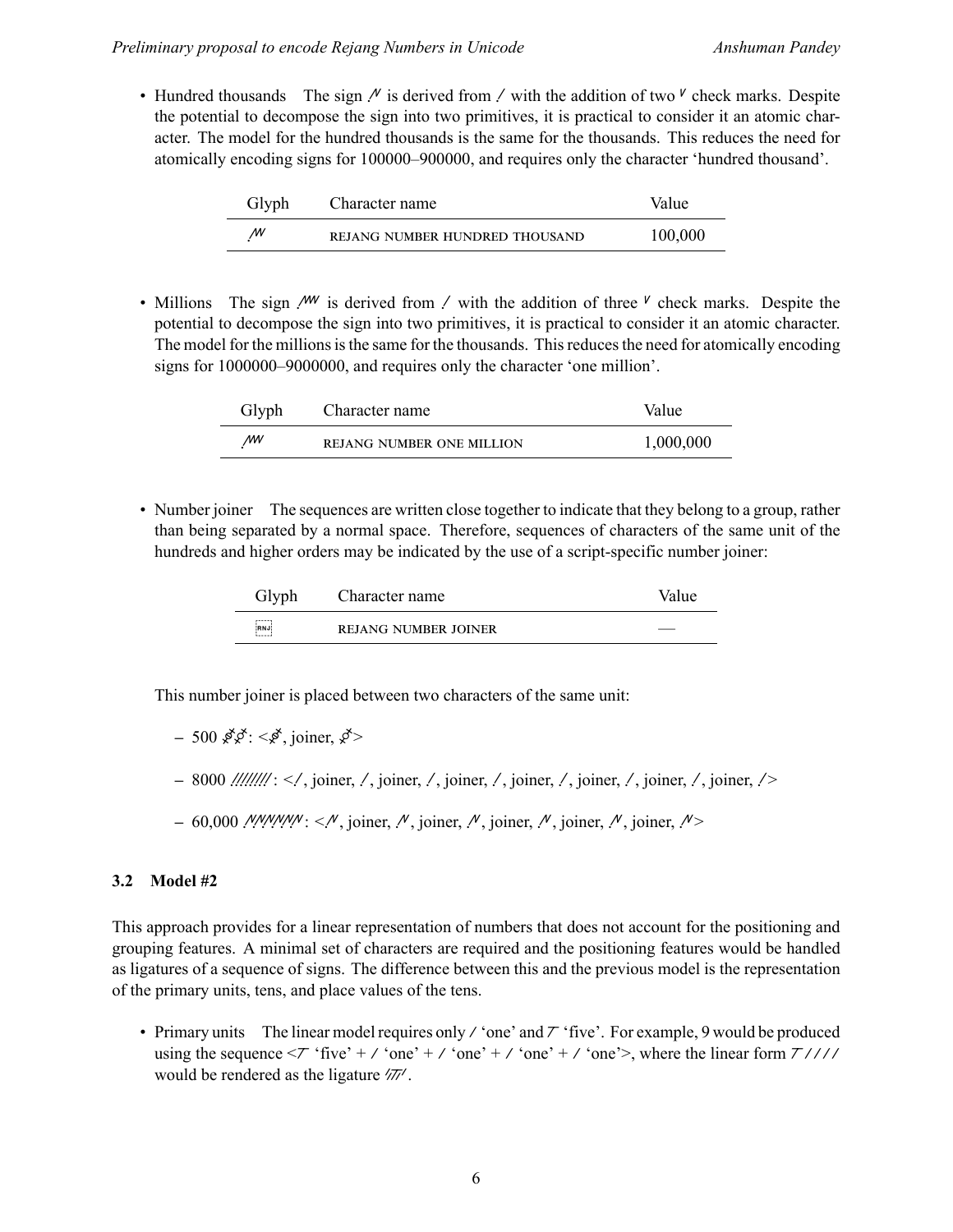- Hundred thousands The sign /ᵛ is derived from / with the addition of two ᵛ check marks. Despite the potential to decompose the sign into two primitives, it is practical to consider it an atomic character. The model for the hundred thousands is the same for the thousands. This reduces the need for atomically encoding signs for 100000–900000, and requires only the character 'hundred thousand'.

| Glyph | Character name | Value |
|---|---|---|
| /ᵛᵛ | REJANG NUMBER HUNDRED THOUSAND | 100,000 |

- Millions The sign /ᵛᵛ is derived from / with the addition of three ᵛ check marks. Despite the potential to decompose the sign into two primitives, it is practical to consider it an atomic character. The model for the millions is the same for the thousands. This reduces the need for atomically encoding signs for 1000000–9000000, and requires only the character 'one million'.

| Glyph | Character name | Value |
|---|---|---|
| /ᵛᵛᵛ | REJANG NUMBER ONE MILLION | 1,000,000 |

- Number joiner The sequences are written close together to indicate that they belong to a group, rather than being separated by a normal space. Therefore, sequences of characters of the same unit of the hundreds and higher orders may be indicated by the use of a script-specific number joiner:

| Glyph | Character name | Value |
|---|---|---|
| RNJ | REJANG NUMBER JOINER | — |

This number joiner is placed between two characters of the same unit:

- 500 ⟨glyph⟩: <⟨glyph⟩, joiner, ⟨glyph⟩>
- 8000 ////////: </, joiner, /, joiner, /, joiner, /, joiner, /, joiner, /, joiner, /, joiner, />
- 60,000 /ᵛ/ᵛ/ᵛ/ᵛ/ᵛ/ᵛ: </ᵛ, joiner, /ᵛ, joiner, /ᵛ, joiner, /ᵛ, joiner, /ᵛ, joiner, /ᵛ>

### 3.2 Model #2

This approach provides for a linear representation of numbers that does not account for the positioning and grouping features. A minimal set of characters are required and the positioning features would be handled as ligatures of a sequence of signs. The difference between this and the previous model is the representation of the primary units, tens, and place values of the tens.

- Primary units The linear model requires only / 'one' and ⟨five⟩ 'five'. For example, 9 would be produced using the sequence <⟨five⟩ 'five' + / 'one' + / 'one' + / 'one' + / 'one'>, where the linear form ⟨five⟩//// would be rendered as the ligature ⟨ligature⟩.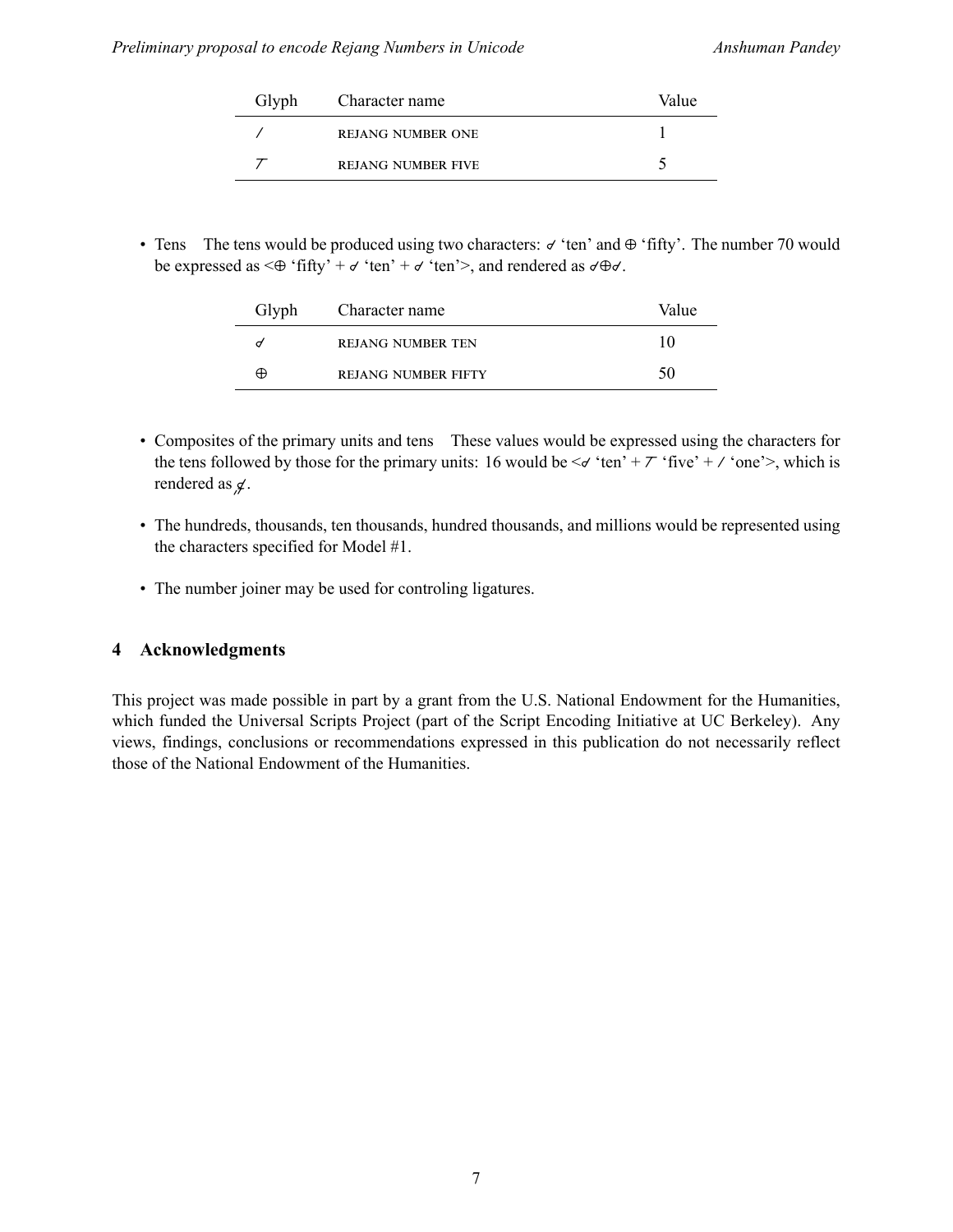| Glyph | Character name | Value |
|---|---|---|
| ⁄ | REJANG NUMBER ONE | 1 |
| ⊤ | REJANG NUMBER FIVE | 5 |

- Tens  The tens would be produced using two characters: ⌿ ‘ten’ and ⊕ ‘fifty’. The number 70 would be expressed as <⊕ ‘fifty’ + ⌿ ‘ten’ + ⌿ ‘ten’>, and rendered as ⌿⊕⌿.

| Glyph | Character name | Value |
|---|---|---|
| ⌿ | REJANG NUMBER TEN | 10 |
| ⊕ | REJANG NUMBER FIFTY | 50 |

- Composites of the primary units and tens  These values would be expressed using the characters for the tens followed by those for the primary units: 16 would be <⌿ ‘ten’ + ⊤ ‘five’ + ⁄ ‘one’>, which is rendered as ⌿.

- The hundreds, thousands, ten thousands, hundred thousands, and millions would be represented using the characters specified for Model #1.

- The number joiner may be used for controling ligatures.

## 4 Acknowledgments

This project was made possible in part by a grant from the U.S. National Endowment for the Humanities, which funded the Universal Scripts Project (part of the Script Encoding Initiative at UC Berkeley). Any views, findings, conclusions or recommendations expressed in this publication do not necessarily reflect those of the National Endowment of the Humanities.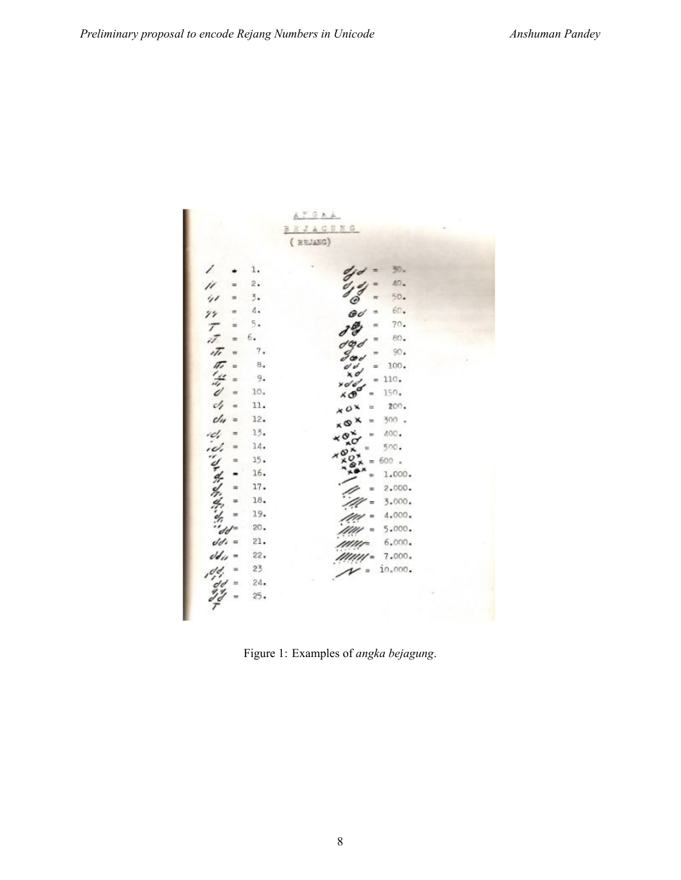Figure 1: Examples of *angka bejagung*.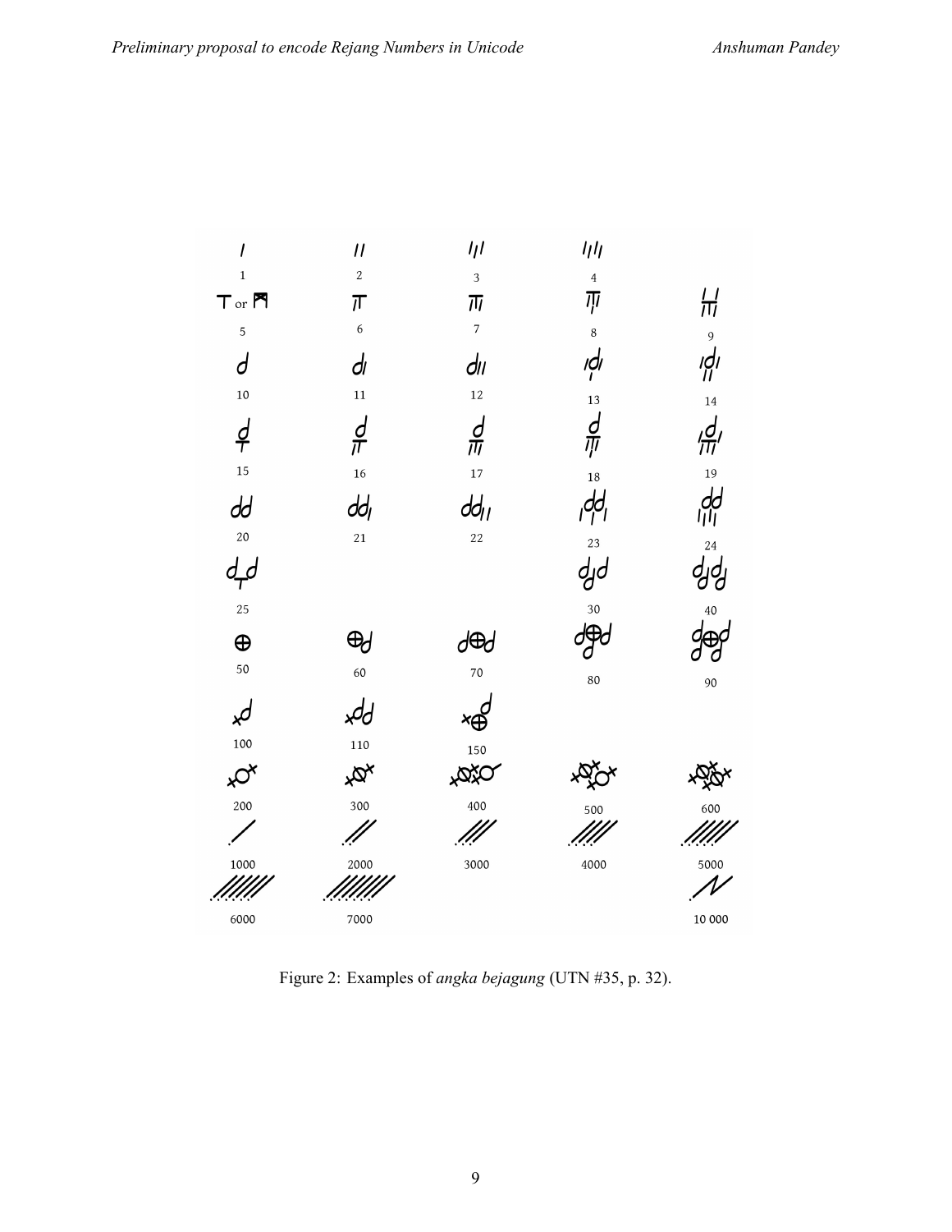Figure 2: Examples of *angka bejagung* (UTN #35, p. 32).